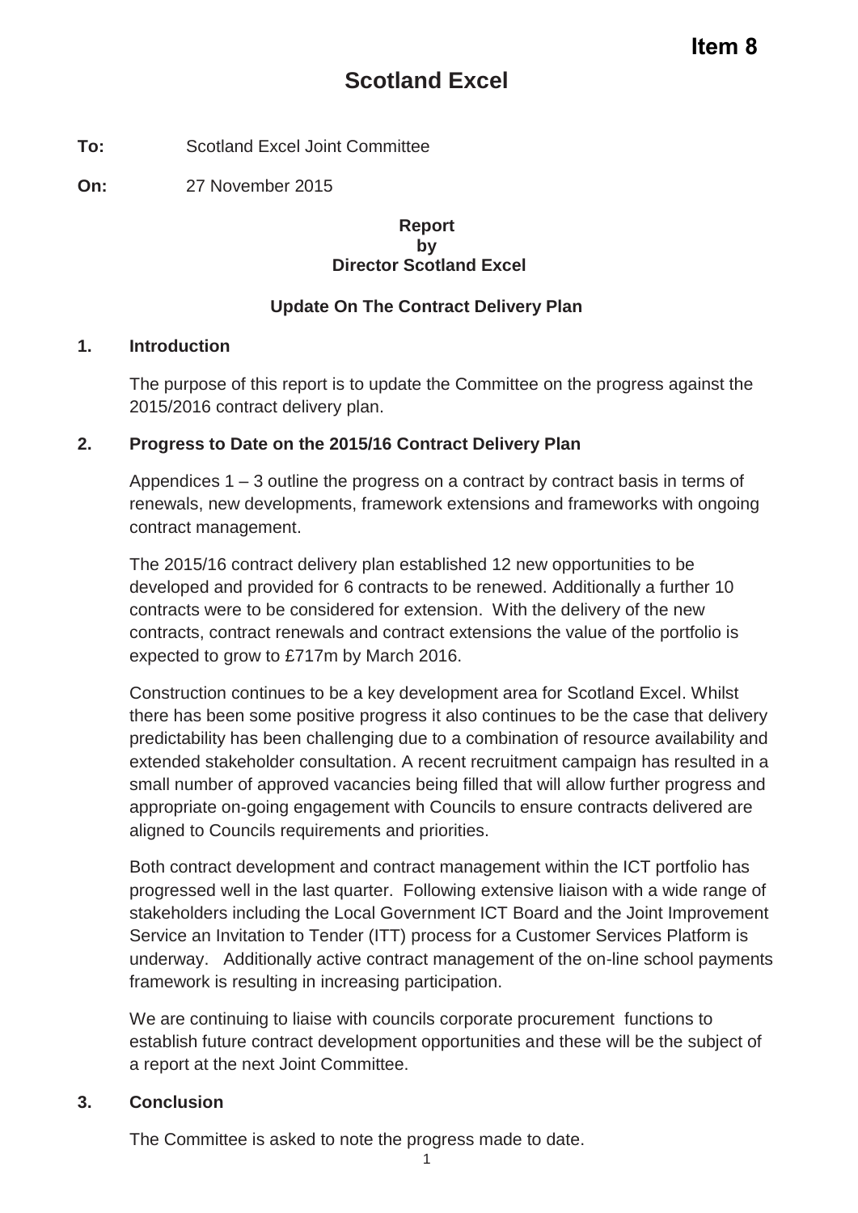**Item 8**

# Scotland Excel

**To:** Scotland Excel Joint Committee

**On:** 27 November 2015

**Report**
**by**
**Director Scotland Excel**

**Update On The Contract Delivery Plan**

## 1. Introduction

The purpose of this report is to update the Committee on the progress against the 2015/2016 contract delivery plan.

## 2. Progress to Date on the 2015/16 Contract Delivery Plan

Appendices 1 – 3 outline the progress on a contract by contract basis in terms of renewals, new developments, framework extensions and frameworks with ongoing contract management.

The 2015/16 contract delivery plan established 12 new opportunities to be developed and provided for 6 contracts to be renewed. Additionally a further 10 contracts were to be considered for extension. With the delivery of the new contracts, contract renewals and contract extensions the value of the portfolio is expected to grow to £717m by March 2016.

Construction continues to be a key development area for Scotland Excel. Whilst there has been some positive progress it also continues to be the case that delivery predictability has been challenging due to a combination of resource availability and extended stakeholder consultation. A recent recruitment campaign has resulted in a small number of approved vacancies being filled that will allow further progress and appropriate on-going engagement with Councils to ensure contracts delivered are aligned to Councils requirements and priorities.

Both contract development and contract management within the ICT portfolio has progressed well in the last quarter. Following extensive liaison with a wide range of stakeholders including the Local Government ICT Board and the Joint Improvement Service an Invitation to Tender (ITT) process for a Customer Services Platform is underway. Additionally active contract management of the on-line school payments framework is resulting in increasing participation.

We are continuing to liaise with councils corporate procurement functions to establish future contract development opportunities and these will be the subject of a report at the next Joint Committee.

## 3. Conclusion

The Committee is asked to note the progress made to date.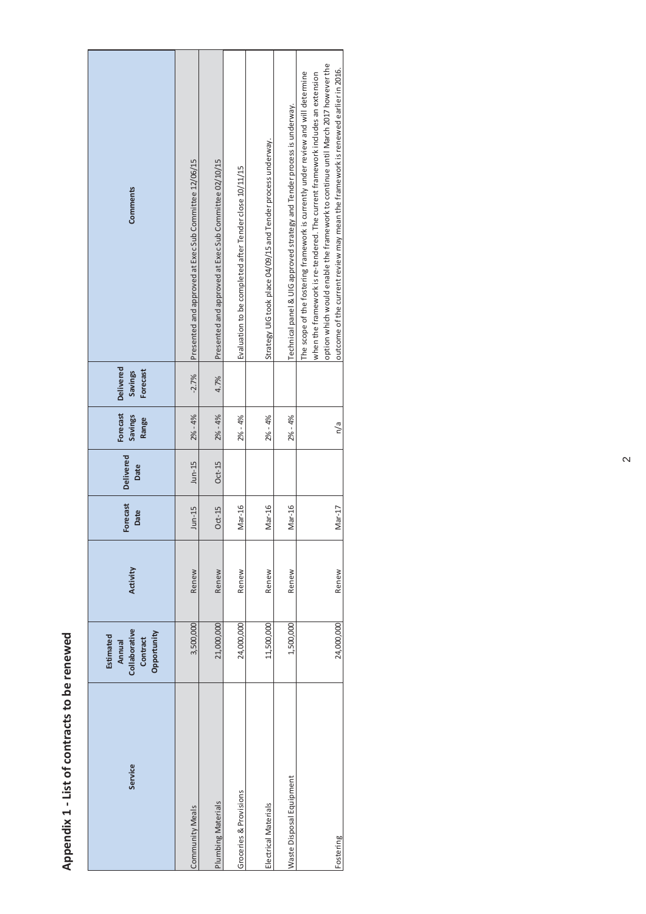## Appendix 1 - List of contracts to be renewed

| Service | Estimated Annual Collaborative Contract Opportunity | Activity | Forecast Date | Delivered Date | Forecast Savings Range | Delivered Savings Forecast | Comments |
|---|---|---|---|---|---|---|---|
| Community Meals | 3,500,000 | Renew | Jun-15 | Jun-15 | 2% - 4% | -2.7% | Presented and approved at Exec Sub Committee 12/06/15 |
| Plumbing Materials | 21,000,000 | Renew | Oct-15 | Oct-15 | 2% - 4% | 4.7% | Presented and approved at Exec Sub Committee 02/10/15 |
| Groceries & Provisions | 24,000,000 | Renew | Mar-16 | | 2% - 4% | | Evaluation to be completed after Tender close 10/11/15 |
| Electrical Materials | 11,500,000 | Renew | Mar-16 | | 2% - 4% | | Strategy UIG took place 04/09/15 and Tender process underway. |
| Waste Disposal Equipment | 1,500,000 | Renew | Mar-16 | | 2% - 4% | | Technical panel & UIG approved strategy and Tender process is underway. |
| Fostering | 24,000,000 | Renew | Mar-17 | | n/a | | The scope of the fostering framework is currently under review and will determine when the framework is re-tendered. The current framework includes an extension option which would enable the framework to continue until March 2017 however the outcome of the current review may mean the framework is renewed earlier in 2016. |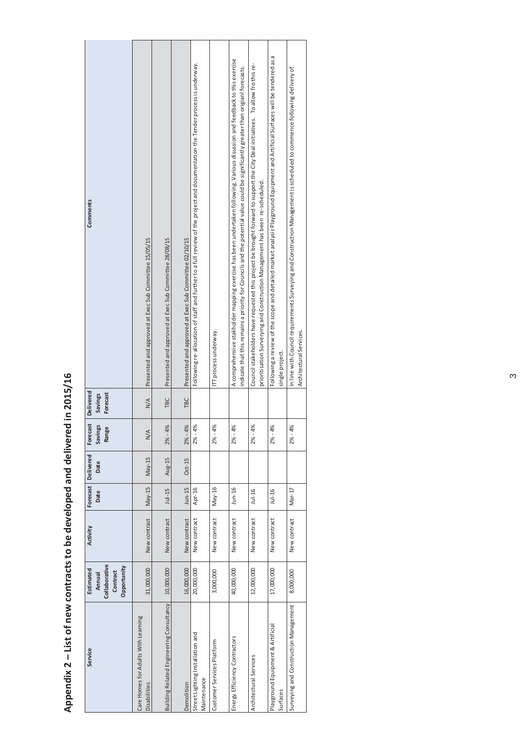# Appendix 2 – List of new contracts to be developed and delivered in 2015/16

| Service | Estimated Annual Collaborative Contract Opportunity | Activity | Forecast Date | Delivered Date | Forecast Savings Range | Delivered Savings Forecast | Comments |
|---|---|---|---|---|---|---|---|
| Care Homes for Adults With Learning Disabilities | 31,000,000 | New contract | May-15 | May-15 | N/A | N/A | Presented and approved at Exec Sub Committee 15/05/15 |
| Building Related Engineering Consultancy | 10,000,000 | New contract | Jul-15 | Aug-15 | 2% - 4% | TBC | Presented and approved at Exec Sub Committee 28/08/15 |
| Demolition | 16,000,000 | New contract | Jun-15 | Oct-15 | 2% - 4% | TBC | Presented and approved at Exec Sub Committee 02/10/15 |
| Street Lighting Installation and Maintenance | 20,000,000 | New contract | Apr-16 | | 2% - 4% | | Following re-allocation of staff and further to a full review of the project and documentation the Tender process is underway. |
| Customer Services Platform | 3,000,000 | New contract | May-16 | | 2% - 4% | | ITT process underway. |
| Energy Efficiency Contractors | 40,000,000 | New contract | Jun-16 | | 2% - 4% | | A comprehensive stakeholder mapping exercise has been undertaken following. Various disussion and feedback to this exercise indicate that this remains a priority for Councils and the potential value could be significantly greater than origianl forecasts. |
| Architectural Services | 12,000,000 | New contract | Jul-16 | | 2% - 4% | | Council stakeholders have requested this project be brought forward to support the City Deal initiatives. To allow fro this re-prioritisation Surverying and Construction Management has been re-scheduled. |
| Playground Equipment & Artificial Surfaces | 17,000,000 | New contract | Jul-16 | | 2% - 4% | | Following a review of the scope and detailed market analysis Playground Equipment and Artificial Surfaces will be tendered as a single project. |
| Surveying and Construction Management | 8,000,000 | New contract | Mar-17 | | 2% - 4% | | In line with Council requirements Surveying and Construction Management is scheduled to commence following delivery of Architectural Services. |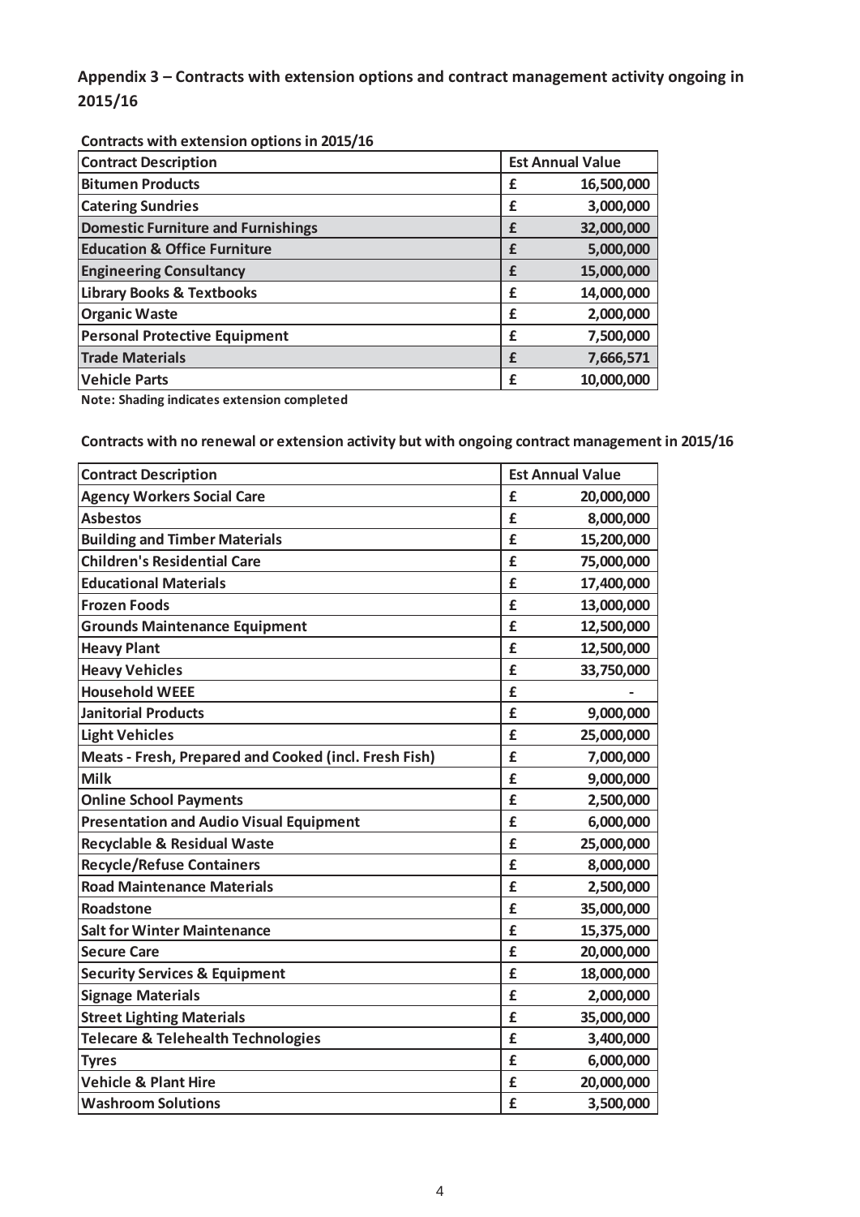## Appendix 3 – Contracts with extension options and contract management activity ongoing in 2015/16

**Contracts with extension options in 2015/16**

| Contract Description | Est Annual Value | |
|---|---|---|
| Bitumen Products | £ | 16,500,000 |
| Catering Sundries | £ | 3,000,000 |
| Domestic Furniture and Furnishings | £ | 32,000,000 |
| Education & Office Furniture | £ | 5,000,000 |
| Engineering Consultancy | £ | 15,000,000 |
| Library Books & Textbooks | £ | 14,000,000 |
| Organic Waste | £ | 2,000,000 |
| Personal Protective Equipment | £ | 7,500,000 |
| Trade Materials | £ | 7,666,571 |
| Vehicle Parts | £ | 10,000,000 |

**Note: Shading indicates extension completed**

**Contracts with no renewal or extension activity but with ongoing contract management in 2015/16**

| Contract Description | Est Annual Value | |
|---|---|---|
| Agency Workers Social Care | £ | 20,000,000 |
| Asbestos | £ | 8,000,000 |
| Building and Timber Materials | £ | 15,200,000 |
| Children's Residential Care | £ | 75,000,000 |
| Educational Materials | £ | 17,400,000 |
| Frozen Foods | £ | 13,000,000 |
| Grounds Maintenance Equipment | £ | 12,500,000 |
| Heavy Plant | £ | 12,500,000 |
| Heavy Vehicles | £ | 33,750,000 |
| Household WEEE | £ | - |
| Janitorial Products | £ | 9,000,000 |
| Light Vehicles | £ | 25,000,000 |
| Meats - Fresh, Prepared and Cooked (incl. Fresh Fish) | £ | 7,000,000 |
| Milk | £ | 9,000,000 |
| Online School Payments | £ | 2,500,000 |
| Presentation and Audio Visual Equipment | £ | 6,000,000 |
| Recyclable & Residual Waste | £ | 25,000,000 |
| Recycle/Refuse Containers | £ | 8,000,000 |
| Road Maintenance Materials | £ | 2,500,000 |
| Roadstone | £ | 35,000,000 |
| Salt for Winter Maintenance | £ | 15,375,000 |
| Secure Care | £ | 20,000,000 |
| Security Services & Equipment | £ | 18,000,000 |
| Signage Materials | £ | 2,000,000 |
| Street Lighting Materials | £ | 35,000,000 |
| Telecare & Telehealth Technologies | £ | 3,400,000 |
| Tyres | £ | 6,000,000 |
| Vehicle & Plant Hire | £ | 20,000,000 |
| Washroom Solutions | £ | 3,500,000 |